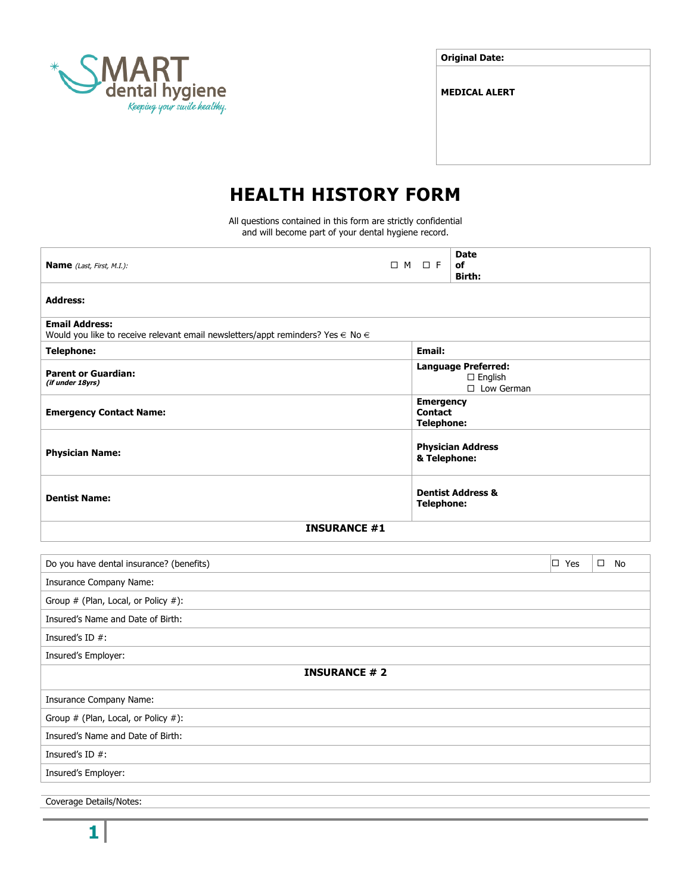SMART dental hygiene

*Keeping your smile healthy.*

| Original Date: |
|---|
| MEDICAL ALERT |

# HEALTH HISTORY FORM

All questions contained in this form are strictly confidential and will become part of your dental hygiene record.

| | |
|---|---|
| **Name** *(Last, First, M.I.)*: ☐ M ☐ F | **Date of Birth:** |
| **Address:** | |
| **Email Address:** Would you like to receive relevant email newsletters/appt reminders? Yes € No € | |
| **Telephone:** | **Email:** |
| **Parent or Guardian:** *(if under 18yrs)* | **Language Preferred:** ☐ English ☐ Low German |
| **Emergency Contact Name:** | **Emergency Contact Telephone:** |
| **Physician Name:** | **Physician Address & Telephone:** |
| **Dentist Name:** | **Dentist Address & Telephone:** |

**INSURANCE #1**

| | | |
|---|---|---|
| Do you have dental insurance? (benefits) | ☐ Yes | ☐ No |
| Insurance Company Name: | | |
| Group # (Plan, Local, or Policy #): | | |
| Insured's Name and Date of Birth: | | |
| Insured's ID #: | | |
| Insured's Employer: | | |

**INSURANCE # 2**

| |
|---|
| Insurance Company Name: |
| Group # (Plan, Local, or Policy #): |
| Insured's Name and Date of Birth: |
| Insured's ID #: |
| Insured's Employer: |

Coverage Details/Notes: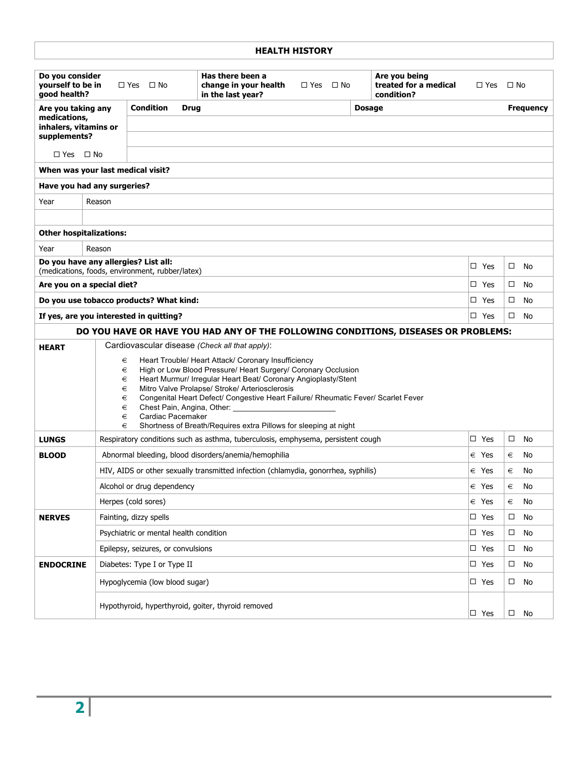## HEALTH HISTORY

| **Do you consider yourself to be in good health?** | ☐ Yes ☐ No | **Has there been a change in your health in the last year?** | ☐ Yes ☐ No | **Are you being treated for a medical condition?** | ☐ Yes ☐ No |
|---|---|---|---|---|---|

| **Are you taking any medications, inhalers, vitamins or supplements?** ☐ Yes ☐ No | **Condition** | **Drug** | **Dosage** | **Frequency** |
|---|---|---|---|---|
| | | | | |
| | | | | |
| | | | | |

**When was your last medical visit?**

**Have you had any surgeries?**

| Year | Reason |
|---|---|
| | |

**Other hospitalizations:**

| Year | Reason |
|---|---|
| | |

| | | |
|---|---|---|
| **Do you have any allergies? List all:** (medications, foods, environment, rubber/latex) | ☐ Yes | ☐ No |
| **Are you on a special diet?** | ☐ Yes | ☐ No |
| **Do you use tobacco products? What kind:** | ☐ Yes | ☐ No |
| **If yes, are you interested in quitting?** | ☐ Yes | ☐ No |

**DO YOU HAVE OR HAVE YOU HAD ANY OF THE FOLLOWING CONDITIONS, DISEASES OR PROBLEMS:**

**HEART**

Cardiovascular disease *(Check all that apply)*:

- € Heart Trouble/ Heart Attack/ Coronary Insufficiency
- € High or Low Blood Pressure/ Heart Surgery/ Coronary Occlusion
- € Heart Murmur/ Irregular Heart Beat/ Coronary Angioplasty/Stent
- € Mitro Valve Prolapse/ Stroke/ Arteriosclerosis
- € Congenital Heart Defect/ Congestive Heart Failure/ Rheumatic Fever/ Scarlet Fever
- € Chest Pain, Angina, Other: ______________________
- € Cardiac Pacemaker
- € Shortness of Breath/Requires extra Pillows for sleeping at night

| | | | |
|---|---|---|---|
| **LUNGS** | Respiratory conditions such as asthma, tuberculosis, emphysema, persistent cough | ☐ Yes | ☐ No |
| **BLOOD** | Abnormal bleeding, blood disorders/anemia/hemophilia | € Yes | € No |
| | HIV, AIDS or other sexually transmitted infection (chlamydia, gonorrhea, syphilis) | € Yes | € No |
| | Alcohol or drug dependency | € Yes | € No |
| | Herpes (cold sores) | € Yes | € No |
| **NERVES** | Fainting, dizzy spells | ☐ Yes | ☐ No |
| | Psychiatric or mental health condition | ☐ Yes | ☐ No |
| | Epilepsy, seizures, or convulsions | ☐ Yes | ☐ No |
| **ENDOCRINE** | Diabetes: Type I or Type II | ☐ Yes | ☐ No |
| | Hypoglycemia (low blood sugar) | ☐ Yes | ☐ No |
| | Hypothyroid, hyperthyroid, goiter, thyroid removed | ☐ Yes | ☐ No |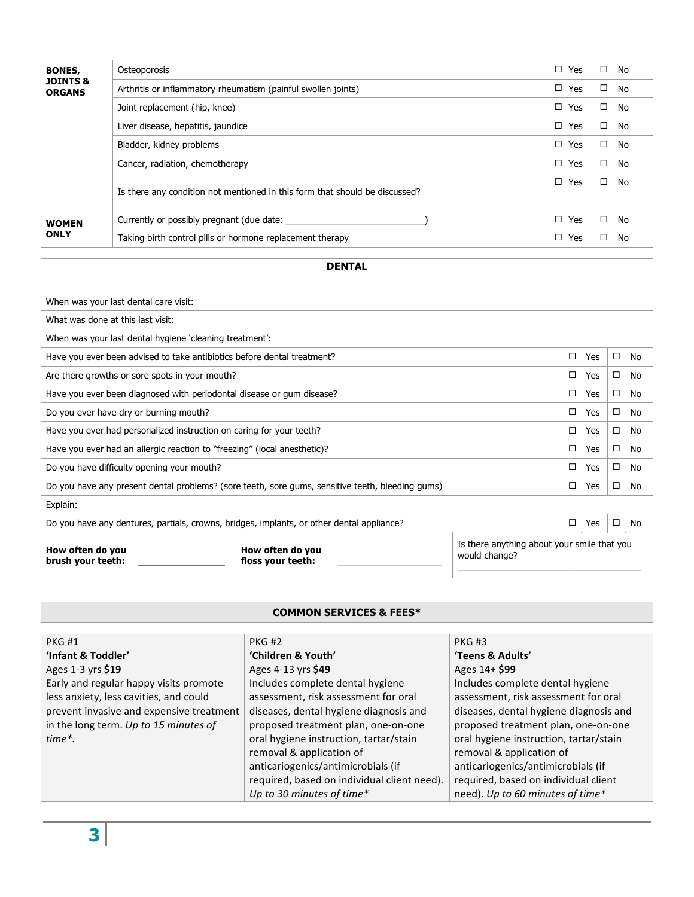| | | | |
|---|---|---|---|
| **BONES, JOINTS & ORGANS** | Osteoporosis | ☐ Yes | ☐ No |
| | Arthritis or inflammatory rheumatism (painful swollen joints) | ☐ Yes | ☐ No |
| | Joint replacement (hip, knee) | ☐ Yes | ☐ No |
| | Liver disease, hepatitis, jaundice | ☐ Yes | ☐ No |
| | Bladder, kidney problems | ☐ Yes | ☐ No |
| | Cancer, radiation, chemotherapy | ☐ Yes | ☐ No |
| | Is there any condition not mentioned in this form that should be discussed? | ☐ Yes | ☐ No |
| **WOMEN ONLY** | Currently or possibly pregnant (due date: ___________________________) | ☐ Yes | ☐ No |
| | Taking birth control pills or hormone replacement therapy | ☐ Yes | ☐ No |

## DENTAL

| | | |
|---|---|---|
| When was your last dental care visit: | | |
| What was done at this last visit: | | |
| When was your last dental hygiene 'cleaning treatment': | | |
| Have you ever been advised to take antibiotics before dental treatment? | ☐ Yes | ☐ No |
| Are there growths or sore spots in your mouth? | ☐ Yes | ☐ No |
| Have you ever been diagnosed with periodontal disease or gum disease? | ☐ Yes | ☐ No |
| Do you ever have dry or burning mouth? | ☐ Yes | ☐ No |
| Have you ever had personalized instruction on caring for your teeth? | ☐ Yes | ☐ No |
| Have you ever had an allergic reaction to "freezing" (local anesthetic)? | ☐ Yes | ☐ No |
| Do you have difficulty opening your mouth? | ☐ Yes | ☐ No |
| Do you have any present dental problems? (sore teeth, sore gums, sensitive teeth, bleeding gums) | ☐ Yes | ☐ No |
| Explain: | | |
| Do you have any dentures, partials, crowns, bridges, implants, or other dental appliance? | ☐ Yes | ☐ No |

| | | |
|---|---|---|
| **How often do you brush your teeth:** ________________ | **How often do you floss your teeth:** ____________________ | Is there anything about your smile that you would change? ____________________________________ |

## COMMON SERVICES & FEES*

| PKG #1 | PKG #2 | PKG #3 |
|---|---|---|
| **'Infant & Toddler'** Ages 1-3 yrs **$19** Early and regular happy visits promote less anxiety, less cavities, and could prevent invasive and expensive treatment in the long term. *Up to 15 minutes of time*.* | **'Children & Youth'** Ages 4-13 yrs **$49** Includes complete dental hygiene assessment, risk assessment for oral diseases, dental hygiene diagnosis and proposed treatment plan, one-on-one oral hygiene instruction, tartar/stain removal & application of anticariogenics/antimicrobials (if required, based on individual client need). *Up to 30 minutes of time** | **'Teens & Adults'** Ages 14+ **$99** Includes complete dental hygiene assessment, risk assessment for oral diseases, dental hygiene diagnosis and proposed treatment plan, one-on-one oral hygiene instruction, tartar/stain removal & application of anticariogenics/antimicrobials (if required, based on individual client need). *Up to 60 minutes of time** |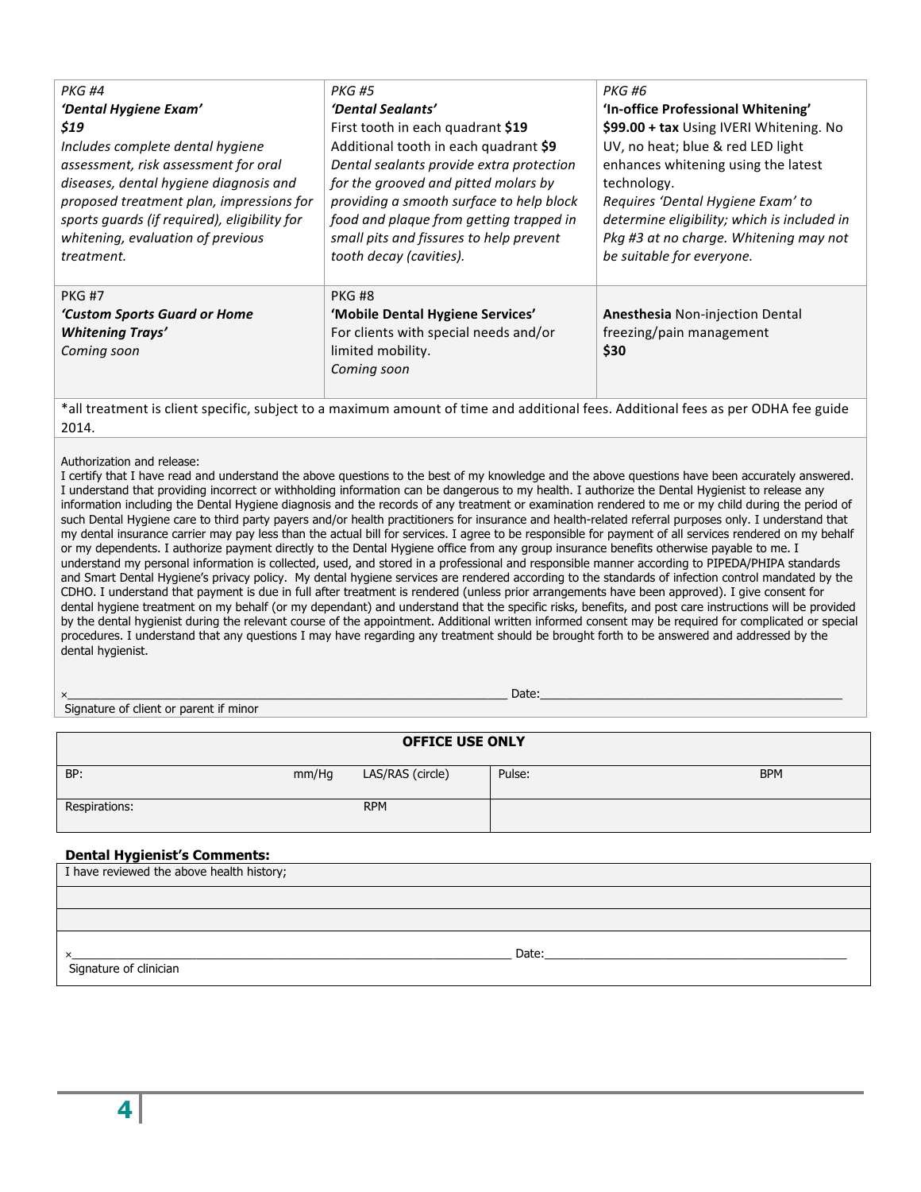| | | |
|---|---|---|
| *PKG #4*<br>***'Dental Hygiene Exam'***<br>***$19***<br>*Includes complete dental hygiene assessment, risk assessment for oral diseases, dental hygiene diagnosis and proposed treatment plan, impressions for sports guards (if required), eligibility for whitening, evaluation of previous treatment.* | *PKG #5*<br>***'Dental Sealants'***<br>First tooth in each quadrant **$19**<br>Additional tooth in each quadrant **$9**<br>*Dental sealants provide extra protection for the grooved and pitted molars by providing a smooth surface to help block food and plaque from getting trapped in small pits and fissures to help prevent tooth decay (cavities).* | *PKG #6*<br>**'In-office Professional Whitening'**<br>**$99.00 + tax** Using IVERI Whitening. No UV, no heat; blue & red LED light enhances whitening using the latest technology.<br>*Requires 'Dental Hygiene Exam' to determine eligibility; which is included in Pkg #3 at no charge. Whitening may not be suitable for everyone.* |
| PKG #7<br>***'Custom Sports Guard or Home Whitening Trays'***<br>*Coming soon* | PKG #8<br>**'Mobile Dental Hygiene Services'**<br>For clients with special needs and/or limited mobility.<br>*Coming soon* | **Anesthesia** Non-injection Dental freezing/pain management<br>**$30** |

*all treatment is client specific, subject to a maximum amount of time and additional fees. Additional fees as per ODHA fee guide 2014.

Authorization and release:
I certify that I have read and understand the above questions to the best of my knowledge and the above questions have been accurately answered. I understand that providing incorrect or withholding information can be dangerous to my health. I authorize the Dental Hygienist to release any information including the Dental Hygiene diagnosis and the records of any treatment or examination rendered to me or my child during the period of such Dental Hygiene care to third party payers and/or health practitioners for insurance and health-related referral purposes only. I understand that my dental insurance carrier may pay less than the actual bill for services. I agree to be responsible for payment of all services rendered on my behalf or my dependents. I authorize payment directly to the Dental Hygiene office from any group insurance benefits otherwise payable to me. I understand my personal information is collected, used, and stored in a professional and responsible manner according to PIPEDA/PHIPA standards and Smart Dental Hygiene's privacy policy. My dental hygiene services are rendered according to the standards of infection control mandated by the CDHO. I understand that payment is due in full after treatment is rendered (unless prior arrangements have been approved). I give consent for dental hygiene treatment on my behalf (or my dependant) and understand that the specific risks, benefits, and post care instructions will be provided by the dental hygienist during the relevant course of the appointment. Additional written informed consent may be required for complicated or special procedures. I understand that any questions I may have regarding any treatment should be brought forth to be answered and addressed by the dental hygienist.

×_____________________________________________ Date:_____________________________
Signature of client or parent if minor

**OFFICE USE ONLY**

| | | | |
|---|---|---|---|
| BP: mm/Hg | LAS/RAS (circle) | Pulse: | BPM |
| Respirations: | RPM | | |

**Dental Hygienist's Comments:**

I have reviewed the above health history;

×_____________________________________________ Date:_____________________________
Signature of clinician